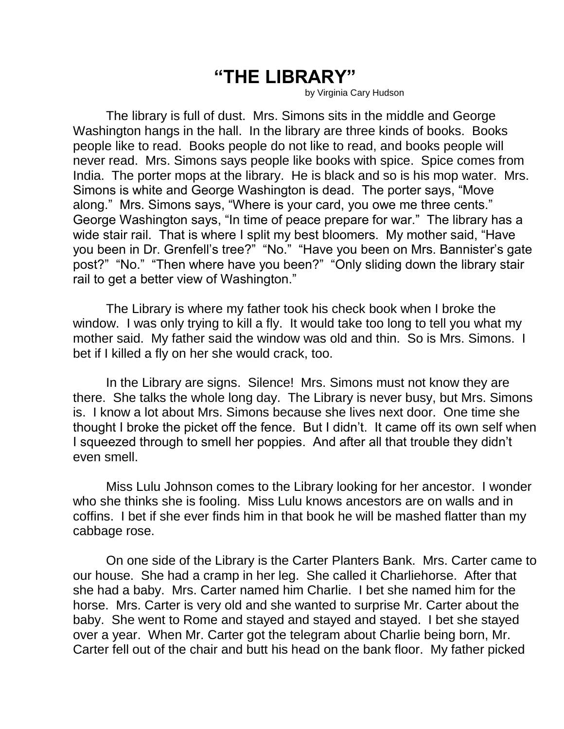# "THE LIBRARY"

by Virginia Cary Hudson

The library is full of dust. Mrs. Simons sits in the middle and George Washington hangs in the hall. In the library are three kinds of books. Books people like to read. Books people do not like to read, and books people will never read. Mrs. Simons says people like books with spice. Spice comes from India. The porter mops at the library. He is black and so is his mop water. Mrs. Simons is white and George Washington is dead. The porter says, "Move along." Mrs. Simons says, "Where is your card, you owe me three cents." George Washington says, "In time of peace prepare for war." The library has a wide stair rail. That is where I split my best bloomers. My mother said, "Have you been in Dr. Grenfell's tree?" "No." "Have you been on Mrs. Bannister's gate post?" "No." "Then where have you been?" "Only sliding down the library stair rail to get a better view of Washington."

The Library is where my father took his check book when I broke the window. I was only trying to kill a fly. It would take too long to tell you what my mother said. My father said the window was old and thin. So is Mrs. Simons. I bet if I killed a fly on her she would crack, too.

In the Library are signs. Silence! Mrs. Simons must not know they are there. She talks the whole long day. The Library is never busy, but Mrs. Simons is. I know a lot about Mrs. Simons because she lives next door. One time she thought I broke the picket off the fence. But I didn't. It came off its own self when I squeezed through to smell her poppies. And after all that trouble they didn't even smell.

Miss Lulu Johnson comes to the Library looking for her ancestor. I wonder who she thinks she is fooling. Miss Lulu knows ancestors are on walls and in coffins. I bet if she ever finds him in that book he will be mashed flatter than my cabbage rose.

On one side of the Library is the Carter Planters Bank. Mrs. Carter came to our house. She had a cramp in her leg. She called it Charliehorse. After that she had a baby. Mrs. Carter named him Charlie. I bet she named him for the horse. Mrs. Carter is very old and she wanted to surprise Mr. Carter about the baby. She went to Rome and stayed and stayed and stayed. I bet she stayed over a year. When Mr. Carter got the telegram about Charlie being born, Mr. Carter fell out of the chair and butt his head on the bank floor. My father picked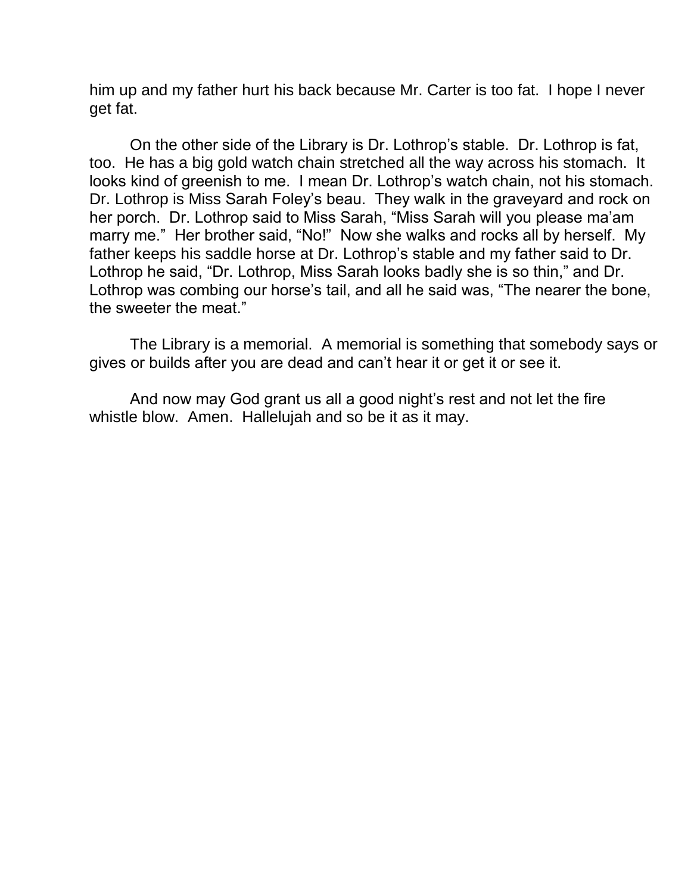him up and my father hurt his back because Mr. Carter is too fat. I hope I never get fat.

On the other side of the Library is Dr. Lothrop's stable. Dr. Lothrop is fat, too. He has a big gold watch chain stretched all the way across his stomach. It looks kind of greenish to me. I mean Dr. Lothrop's watch chain, not his stomach. Dr. Lothrop is Miss Sarah Foley's beau. They walk in the graveyard and rock on her porch. Dr. Lothrop said to Miss Sarah, "Miss Sarah will you please ma'am marry me." Her brother said, "No!" Now she walks and rocks all by herself. My father keeps his saddle horse at Dr. Lothrop's stable and my father said to Dr. Lothrop he said, "Dr. Lothrop, Miss Sarah looks badly she is so thin," and Dr. Lothrop was combing our horse's tail, and all he said was, "The nearer the bone, the sweeter the meat."

The Library is a memorial. A memorial is something that somebody says or gives or builds after you are dead and can't hear it or get it or see it.

And now may God grant us all a good night's rest and not let the fire whistle blow. Amen. Hallelujah and so be it as it may.